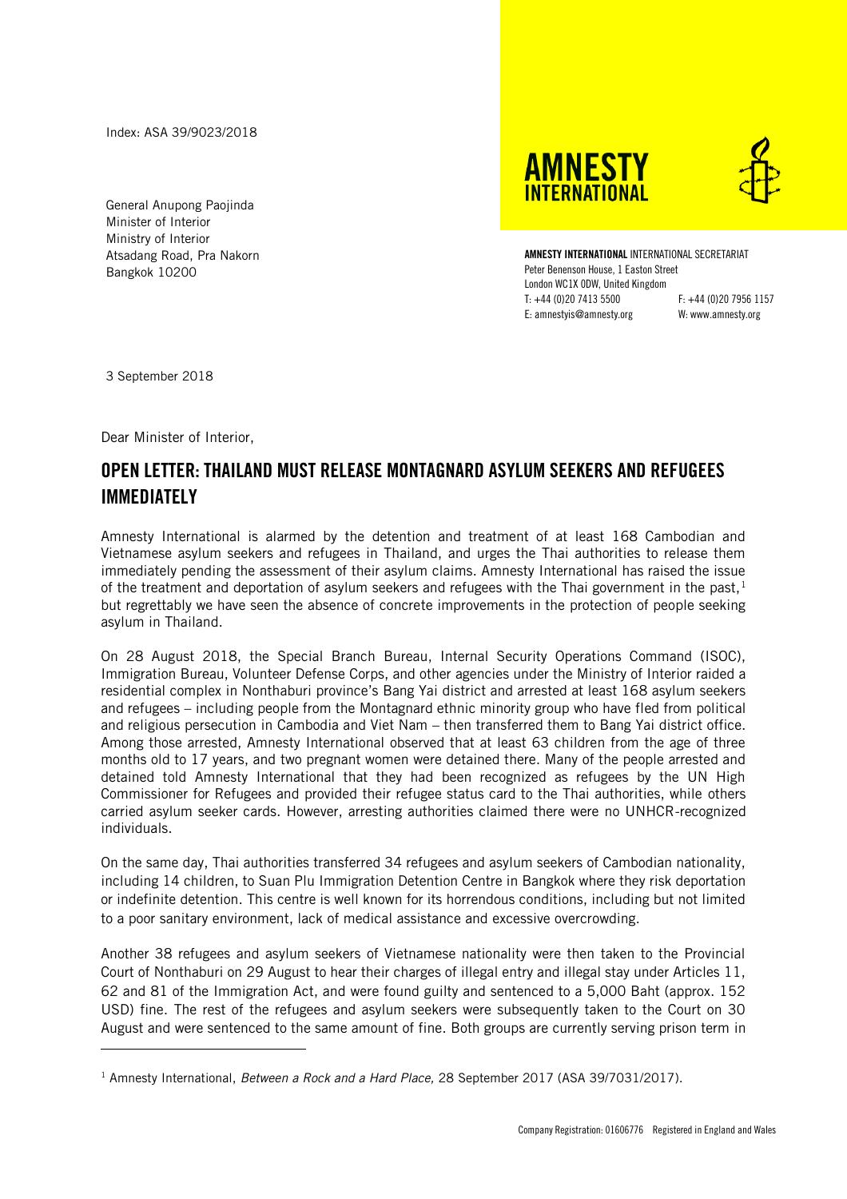Index: ASA 39/9023/2018

General Anupong Paojinda
Minister of Interior
Ministry of Interior
Atsadang Road, Pra Nakorn
Bangkok 10200

**AMNESTY INTERNATIONAL** INTERNATIONAL SECRETARIAT
Peter Benenson House, 1 Easton Street
London WC1X 0DW, United Kingdom
T: +44 (0)20 7413 5500 F: +44 (0)20 7956 1157
E: amnestyis@amnesty.org W: www.amnesty.org

3 September 2018

Dear Minister of Interior,

# OPEN LETTER: THAILAND MUST RELEASE MONTAGNARD ASYLUM SEEKERS AND REFUGEES IMMEDIATELY

Amnesty International is alarmed by the detention and treatment of at least 168 Cambodian and Vietnamese asylum seekers and refugees in Thailand, and urges the Thai authorities to release them immediately pending the assessment of their asylum claims. Amnesty International has raised the issue of the treatment and deportation of asylum seekers and refugees with the Thai government in the past,[1] but regrettably we have seen the absence of concrete improvements in the protection of people seeking asylum in Thailand.

On 28 August 2018, the Special Branch Bureau, Internal Security Operations Command (ISOC), Immigration Bureau, Volunteer Defense Corps, and other agencies under the Ministry of Interior raided a residential complex in Nonthaburi province's Bang Yai district and arrested at least 168 asylum seekers and refugees – including people from the Montagnard ethnic minority group who have fled from political and religious persecution in Cambodia and Viet Nam – then transferred them to Bang Yai district office. Among those arrested, Amnesty International observed that at least 63 children from the age of three months old to 17 years, and two pregnant women were detained there. Many of the people arrested and detained told Amnesty International that they had been recognized as refugees by the UN High Commissioner for Refugees and provided their refugee status card to the Thai authorities, while others carried asylum seeker cards. However, arresting authorities claimed there were no UNHCR-recognized individuals.

On the same day, Thai authorities transferred 34 refugees and asylum seekers of Cambodian nationality, including 14 children, to Suan Plu Immigration Detention Centre in Bangkok where they risk deportation or indefinite detention. This centre is well known for its horrendous conditions, including but not limited to a poor sanitary environment, lack of medical assistance and excessive overcrowding.

Another 38 refugees and asylum seekers of Vietnamese nationality were then taken to the Provincial Court of Nonthaburi on 29 August to hear their charges of illegal entry and illegal stay under Articles 11, 62 and 81 of the Immigration Act, and were found guilty and sentenced to a 5,000 Baht (approx. 152 USD) fine. The rest of the refugees and asylum seekers were subsequently taken to the Court on 30 August and were sentenced to the same amount of fine. Both groups are currently serving prison term in

---

[1] Amnesty International, *Between a Rock and a Hard Place,* 28 September 2017 (ASA 39/7031/2017).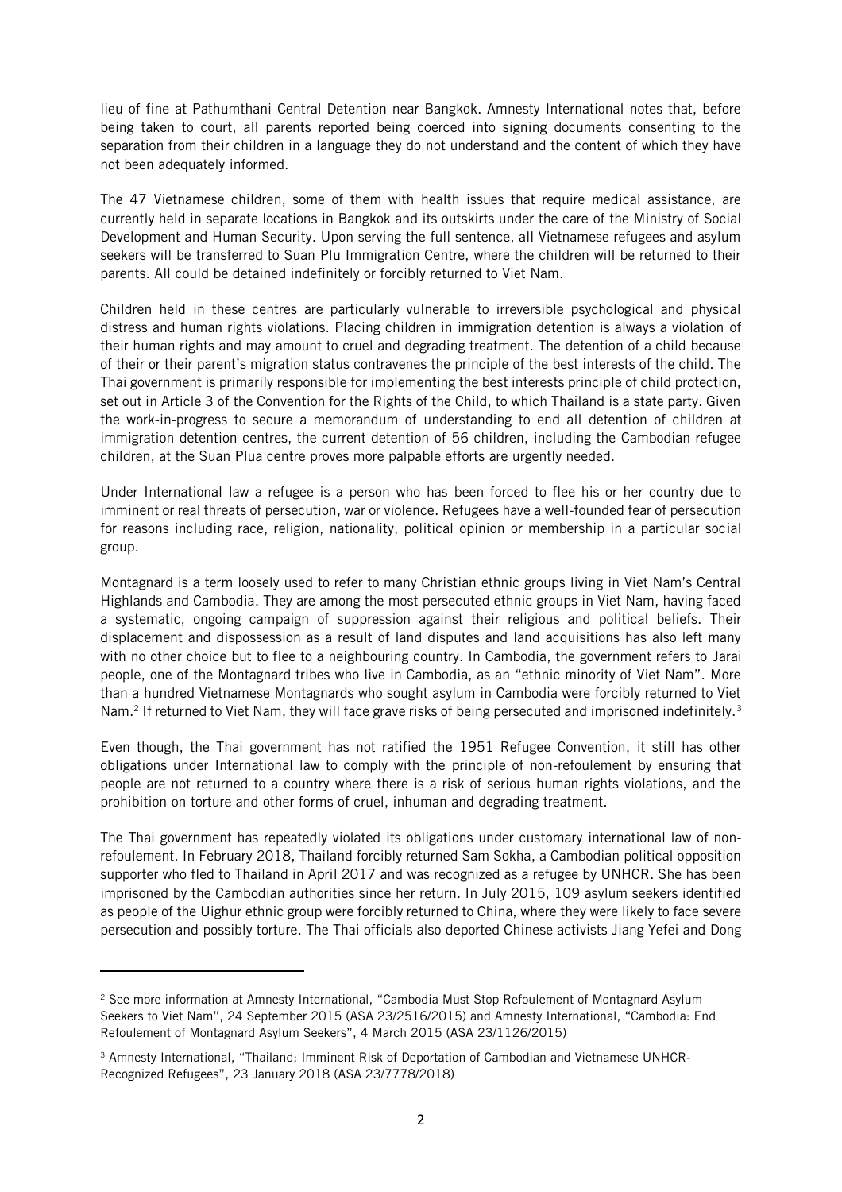lieu of fine at Pathumthani Central Detention near Bangkok. Amnesty International notes that, before being taken to court, all parents reported being coerced into signing documents consenting to the separation from their children in a language they do not understand and the content of which they have not been adequately informed.

The 47 Vietnamese children, some of them with health issues that require medical assistance, are currently held in separate locations in Bangkok and its outskirts under the care of the Ministry of Social Development and Human Security. Upon serving the full sentence, all Vietnamese refugees and asylum seekers will be transferred to Suan Plu Immigration Centre, where the children will be returned to their parents. All could be detained indefinitely or forcibly returned to Viet Nam.

Children held in these centres are particularly vulnerable to irreversible psychological and physical distress and human rights violations. Placing children in immigration detention is always a violation of their human rights and may amount to cruel and degrading treatment. The detention of a child because of their or their parent's migration status contravenes the principle of the best interests of the child. The Thai government is primarily responsible for implementing the best interests principle of child protection, set out in Article 3 of the Convention for the Rights of the Child, to which Thailand is a state party. Given the work-in-progress to secure a memorandum of understanding to end all detention of children at immigration detention centres, the current detention of 56 children, including the Cambodian refugee children, at the Suan Plua centre proves more palpable efforts are urgently needed.

Under International law a refugee is a person who has been forced to flee his or her country due to imminent or real threats of persecution, war or violence. Refugees have a well-founded fear of persecution for reasons including race, religion, nationality, political opinion or membership in a particular social group.

Montagnard is a term loosely used to refer to many Christian ethnic groups living in Viet Nam's Central Highlands and Cambodia. They are among the most persecuted ethnic groups in Viet Nam, having faced a systematic, ongoing campaign of suppression against their religious and political beliefs. Their displacement and dispossession as a result of land disputes and land acquisitions has also left many with no other choice but to flee to a neighbouring country. In Cambodia, the government refers to Jarai people, one of the Montagnard tribes who live in Cambodia, as an "ethnic minority of Viet Nam". More than a hundred Vietnamese Montagnards who sought asylum in Cambodia were forcibly returned to Viet Nam.[2] If returned to Viet Nam, they will face grave risks of being persecuted and imprisoned indefinitely.[3]

Even though, the Thai government has not ratified the 1951 Refugee Convention, it still has other obligations under International law to comply with the principle of non-refoulement by ensuring that people are not returned to a country where there is a risk of serious human rights violations, and the prohibition on torture and other forms of cruel, inhuman and degrading treatment.

The Thai government has repeatedly violated its obligations under customary international law of non-refoulement. In February 2018, Thailand forcibly returned Sam Sokha, a Cambodian political opposition supporter who fled to Thailand in April 2017 and was recognized as a refugee by UNHCR. She has been imprisoned by the Cambodian authorities since her return. In July 2015, 109 asylum seekers identified as people of the Uighur ethnic group were forcibly returned to China, where they were likely to face severe persecution and possibly torture. The Thai officials also deported Chinese activists Jiang Yefei and Dong

---

[2] See more information at Amnesty International, "Cambodia Must Stop Refoulement of Montagnard Asylum Seekers to Viet Nam", 24 September 2015 (ASA 23/2516/2015) and Amnesty International, "Cambodia: End Refoulement of Montagnard Asylum Seekers", 4 March 2015 (ASA 23/1126/2015)

[3] Amnesty International, "Thailand: Imminent Risk of Deportation of Cambodian and Vietnamese UNHCR-Recognized Refugees", 23 January 2018 (ASA 23/7778/2018)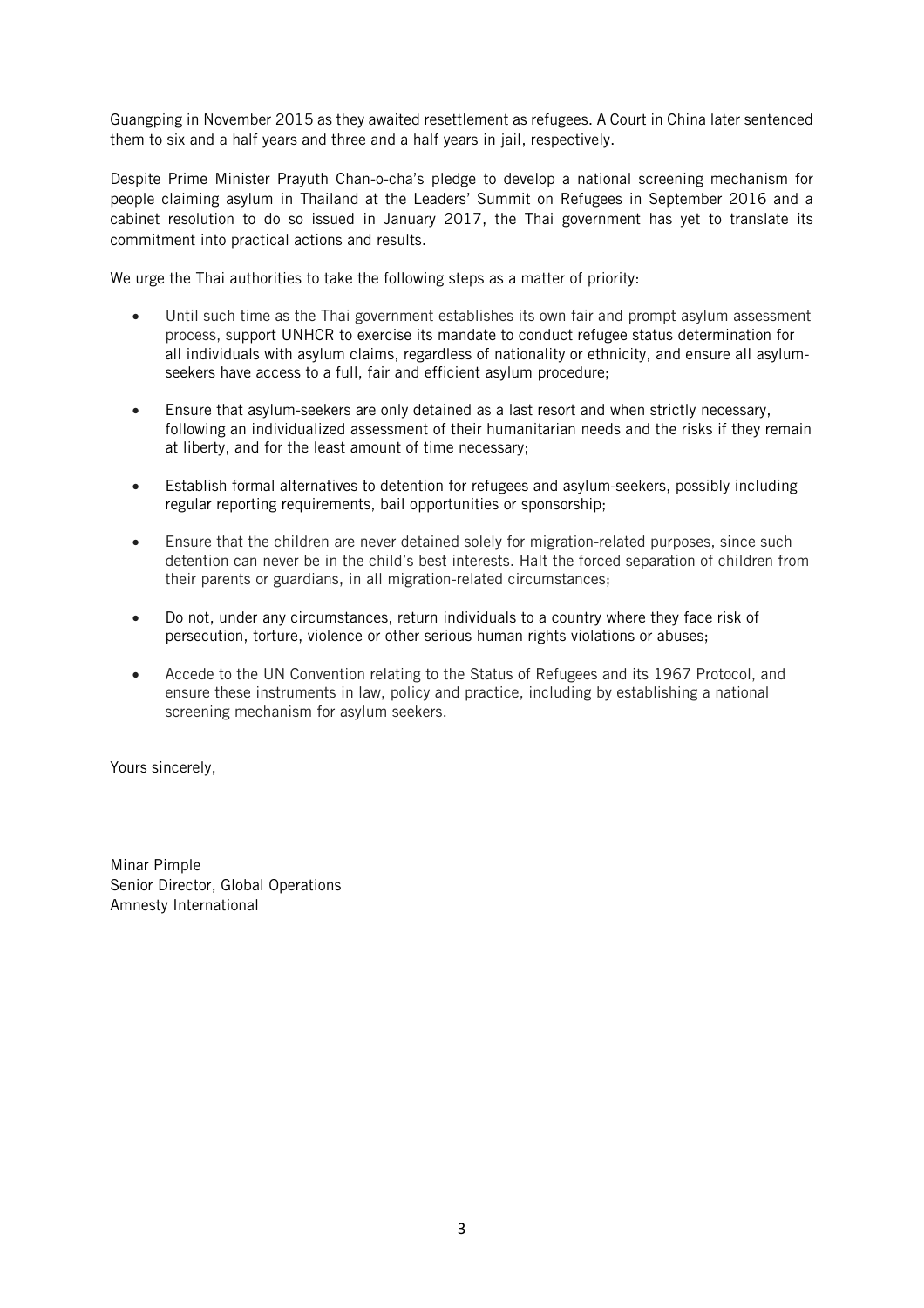Guangping in November 2015 as they awaited resettlement as refugees. A Court in China later sentenced them to six and a half years and three and a half years in jail, respectively.

Despite Prime Minister Prayuth Chan-o-cha's pledge to develop a national screening mechanism for people claiming asylum in Thailand at the Leaders' Summit on Refugees in September 2016 and a cabinet resolution to do so issued in January 2017, the Thai government has yet to translate its commitment into practical actions and results.

We urge the Thai authorities to take the following steps as a matter of priority:

- Until such time as the Thai government establishes its own fair and prompt asylum assessment process, support UNHCR to exercise its mandate to conduct refugee status determination for all individuals with asylum claims, regardless of nationality or ethnicity, and ensure all asylum-seekers have access to a full, fair and efficient asylum procedure;
- Ensure that asylum-seekers are only detained as a last resort and when strictly necessary, following an individualized assessment of their humanitarian needs and the risks if they remain at liberty, and for the least amount of time necessary;
- Establish formal alternatives to detention for refugees and asylum-seekers, possibly including regular reporting requirements, bail opportunities or sponsorship;
- Ensure that the children are never detained solely for migration-related purposes, since such detention can never be in the child's best interests. Halt the forced separation of children from their parents or guardians, in all migration-related circumstances;
- Do not, under any circumstances, return individuals to a country where they face risk of persecution, torture, violence or other serious human rights violations or abuses;
- Accede to the UN Convention relating to the Status of Refugees and its 1967 Protocol, and ensure these instruments in law, policy and practice, including by establishing a national screening mechanism for asylum seekers.

Yours sincerely,

Minar Pimple
Senior Director, Global Operations
Amnesty International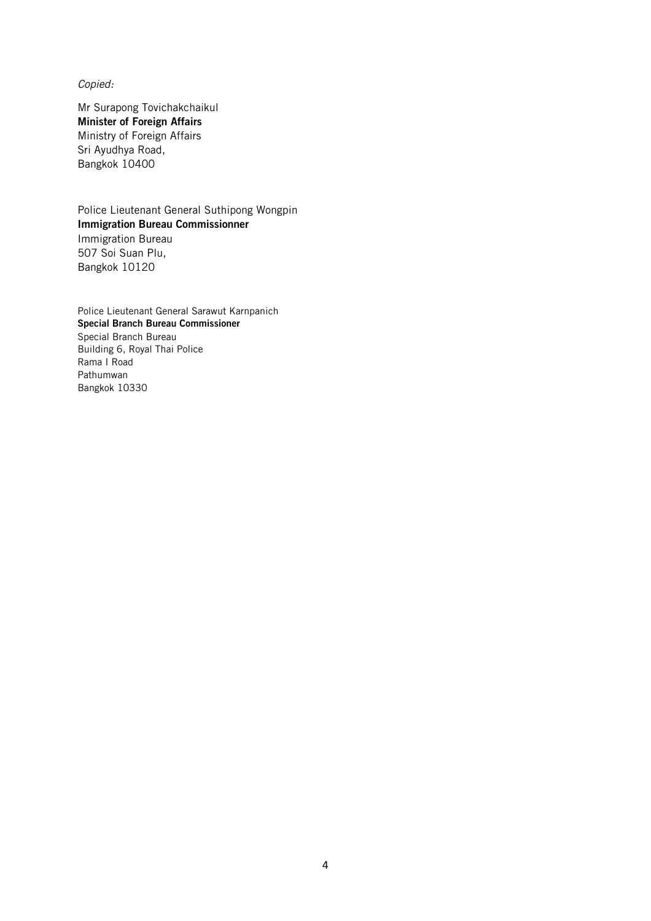*Copied:*

Mr Surapong Tovichakchaikul
**Minister of Foreign Affairs**
Ministry of Foreign Affairs
Sri Ayudhya Road,
Bangkok 10400

Police Lieutenant General Suthipong Wongpin
**Immigration Bureau Commissionner**
Immigration Bureau
507 Soi Suan Plu,
Bangkok 10120

Police Lieutenant General Sarawut Karnpanich
**Special Branch Bureau Commissioner**
Special Branch Bureau
Building 6, Royal Thai Police
Rama I Road
Pathumwan
Bangkok 10330